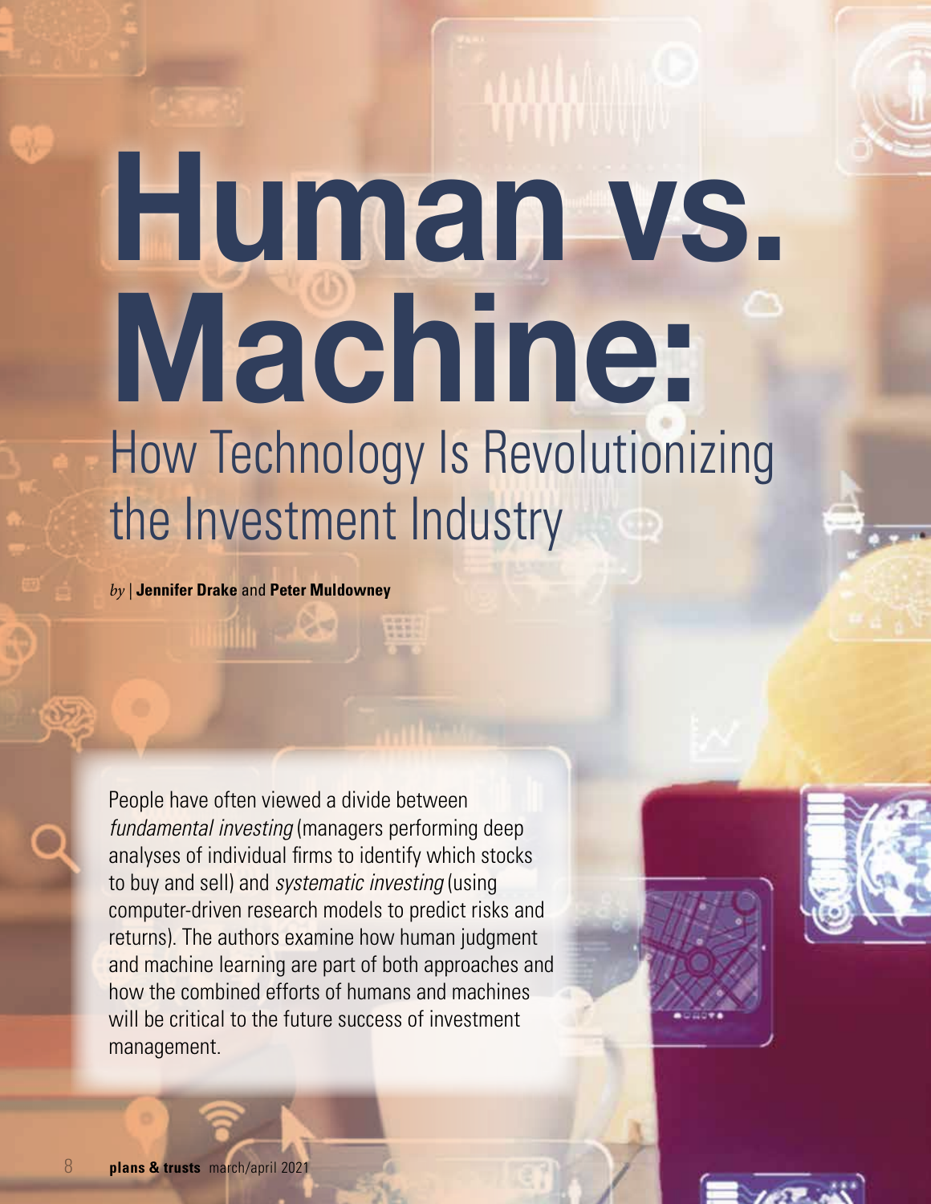# Human vs. Machine:

## How Technology Is Revolutionizing the Investment Industry

*by* | **Jennifer Drake** and **Peter Muldowney**

People have often viewed a divide between *fundamental investing* (managers performing deep analyses of individual firms to identify which stocks to buy and sell) and *systematic investing* (using computer-driven research models to predict risks and returns). The authors examine how human judgment and machine learning are part of both approaches and how the combined efforts of humans and machines will be critical to the future success of investment management.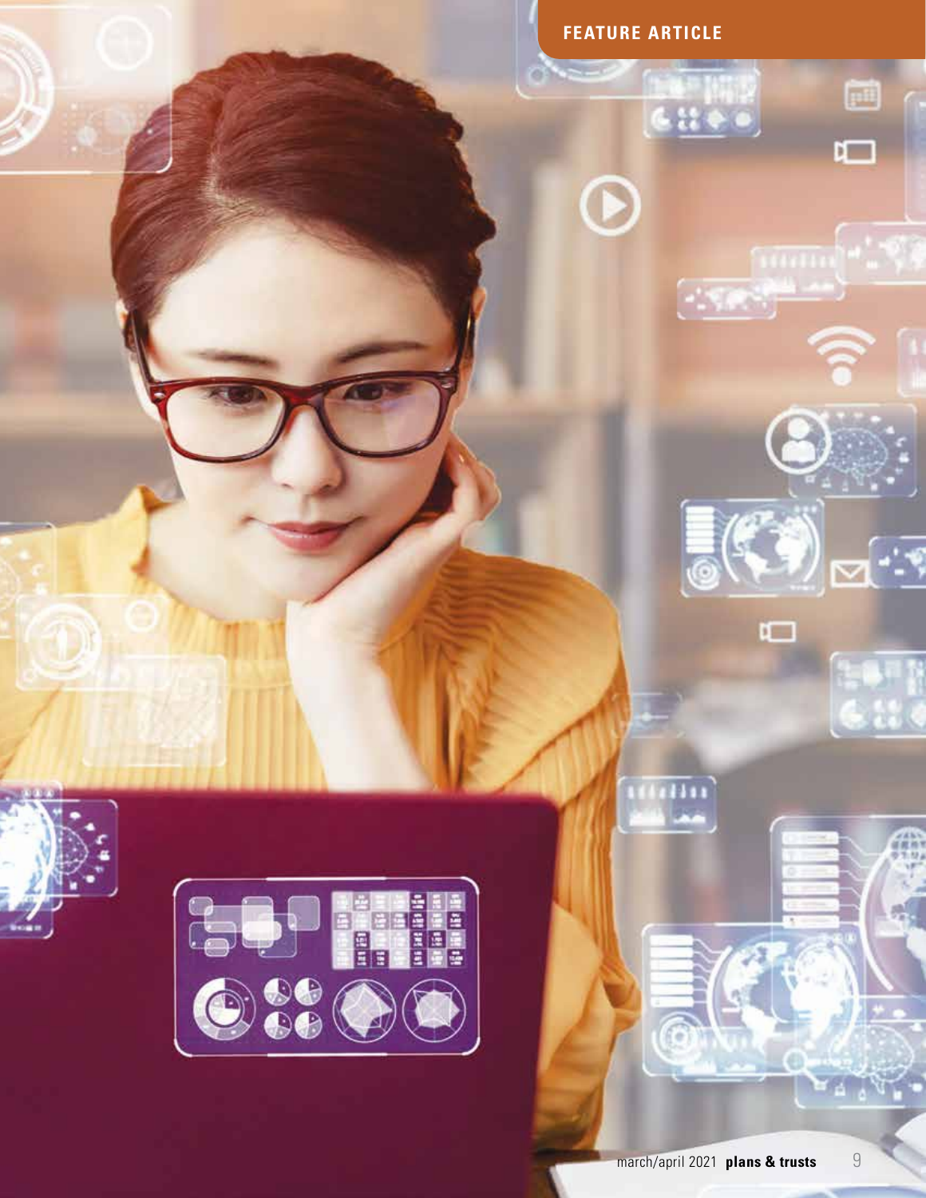**FEATURE ARTICLE**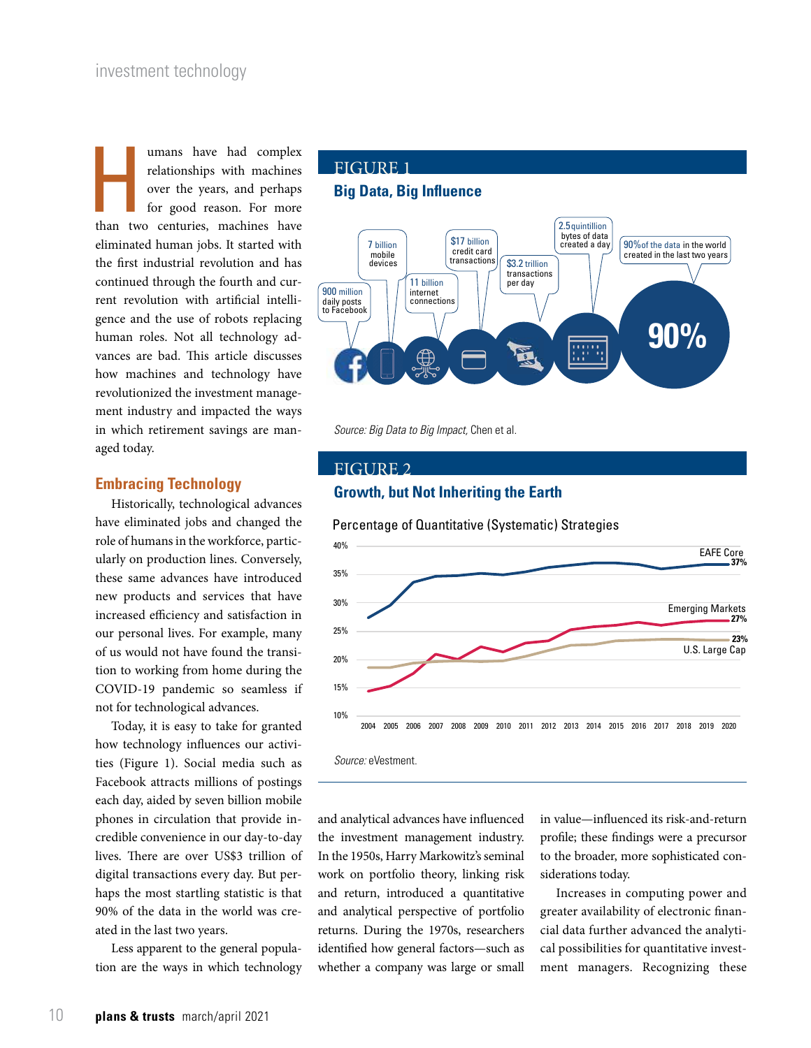Humans have had complex relationships with machines over the years, and perhaps for good reason. For more than two centuries, machines have eliminated human jobs. It started with the first industrial revolution and has continued through the fourth and current revolution with artificial intelligence and the use of robots replacing human roles. Not all technology advances are bad. This article discusses how machines and technology have revolutionized the investment management industry and impacted the ways in which retirement savings are managed today.

## Embracing Technology

Historically, technological advances have eliminated jobs and changed the role of humans in the workforce, particularly on production lines. Conversely, these same advances have introduced new products and services that have increased efficiency and satisfaction in our personal lives. For example, many of us would not have found the transition to working from home during the COVID-19 pandemic so seamless if not for technological advances.

Today, it is easy to take for granted how technology influences our activities (Figure 1). Social media such as Facebook attracts millions of postings each day, aided by seven billion mobile phones in circulation that provide incredible convenience in our day-to-day lives. There are over US$3 trillion of digital transactions every day. But perhaps the most startling statistic is that 90% of the data in the world was created in the last two years.

Less apparent to the general population are the ways in which technology and analytical advances have influenced the investment management industry. In the 1950s, Harry Markowitz's seminal work on portfolio theory, linking risk and return, introduced a quantitative and analytical perspective of portfolio returns. During the 1970s, researchers identified how general factors—such as whether a company was large or small in value—influenced its risk-and-return profile; these findings were a precursor to the broader, more sophisticated considerations today.

Increases in computing power and greater availability of electronic financial data further advanced the analytical possibilities for quantitative investment managers. Recognizing these

### FIGURE 1
**Big Data, Big Influence**

900 million daily posts to Facebook; 7 billion mobile devices; 11 billion internet connections; $17 billion credit card transactions; $3.2 trillion transactions per day; 2.5 quintillion bytes of data created a day; 90% of the data in the world created in the last two years

90%

*Source: Big Data to Big Impact,* Chen et al.

### FIGURE 2
**Growth, but Not Inheriting the Earth**

Percentage of Quantitative (Systematic) Strategies

EAFE Core 37%; Emerging Markets 27%; U.S. Large Cap 23% (2004–2020)

*Source:* eVestment.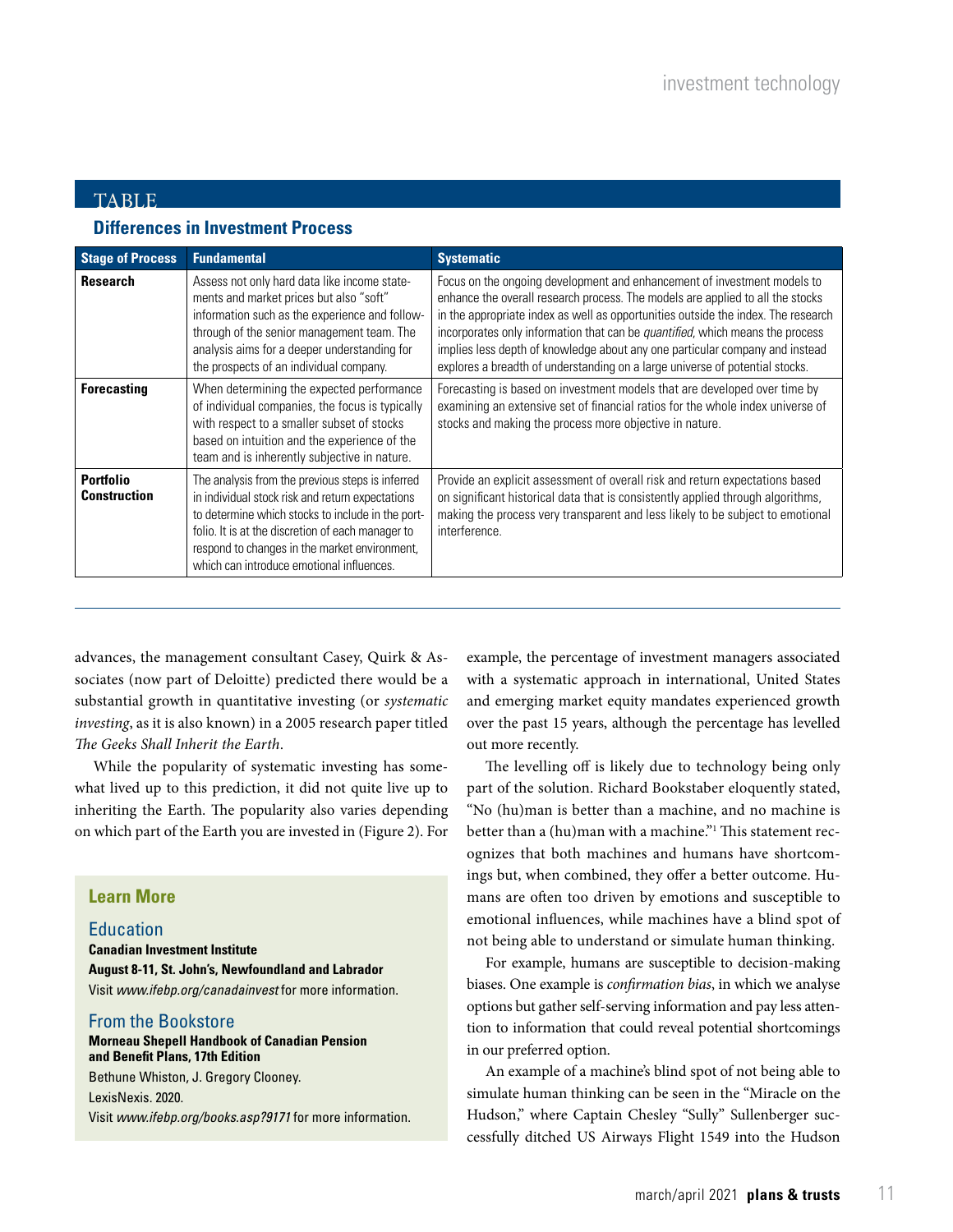## TABLE

### Differences in Investment Process

| Stage of Process | Fundamental | Systematic |
|---|---|---|
| **Research** | Assess not only hard data like income statements and market prices but also "soft" information such as the experience and follow-through of the senior management team. The analysis aims for a deeper understanding for the prospects of an individual company. | Focus on the ongoing development and enhancement of investment models to enhance the overall research process. The models are applied to all the stocks in the appropriate index as well as opportunities outside the index. The research incorporates only information that can be *quantified*, which means the process implies less depth of knowledge about any one particular company and instead explores a breadth of understanding on a large universe of potential stocks. |
| **Forecasting** | When determining the expected performance of individual companies, the focus is typically with respect to a smaller subset of stocks based on intuition and the experience of the team and is inherently subjective in nature. | Forecasting is based on investment models that are developed over time by examining an extensive set of financial ratios for the whole index universe of stocks and making the process more objective in nature. |
| **Portfolio Construction** | The analysis from the previous steps is inferred in individual stock risk and return expectations to determine which stocks to include in the portfolio. It is at the discretion of each manager to respond to changes in the market environment, which can introduce emotional influences. | Provide an explicit assessment of overall risk and return expectations based on significant historical data that is consistently applied through algorithms, making the process very transparent and less likely to be subject to emotional interference. |

advances, the management consultant Casey, Quirk & Associates (now part of Deloitte) predicted there would be a substantial growth in quantitative investing (or *systematic investing*, as it is also known) in a 2005 research paper titled *The Geeks Shall Inherit the Earth*.

While the popularity of systematic investing has somewhat lived up to this prediction, it did not quite live up to inheriting the Earth. The popularity also varies depending on which part of the Earth you are invested in (Figure 2). For example, the percentage of investment managers associated with a systematic approach in international, United States and emerging market equity mandates experienced growth over the past 15 years, although the percentage has levelled out more recently.

The levelling off is likely due to technology being only part of the solution. Richard Bookstaber eloquently stated, "No (hu)man is better than a machine, and no machine is better than a (hu)man with a machine."[1] This statement recognizes that both machines and humans have shortcomings but, when combined, they offer a better outcome. Humans are often too driven by emotions and susceptible to emotional influences, while machines have a blind spot of not being able to understand or simulate human thinking.

For example, humans are susceptible to decision-making biases. One example is *confirmation bias*, in which we analyse options but gather self-serving information and pay less attention to information that could reveal potential shortcomings in our preferred option.

An example of a machine's blind spot of not being able to simulate human thinking can be seen in the "Miracle on the Hudson," where Captain Chesley "Sully" Sullenberger successfully ditched US Airways Flight 1549 into the Hudson

### Learn More

#### Education

**Canadian Investment Institute**
**August 8-11, St. John's, Newfoundland and Labrador**
Visit *www.ifebp.org/canadainvest* for more information.

#### From the Bookstore

**Morneau Shepell Handbook of Canadian Pension and Benefit Plans, 17th Edition**
Bethune Whiston, J. Gregory Clooney.
LexisNexis. 2020.
Visit *www.ifebp.org/books.asp?9171* for more information.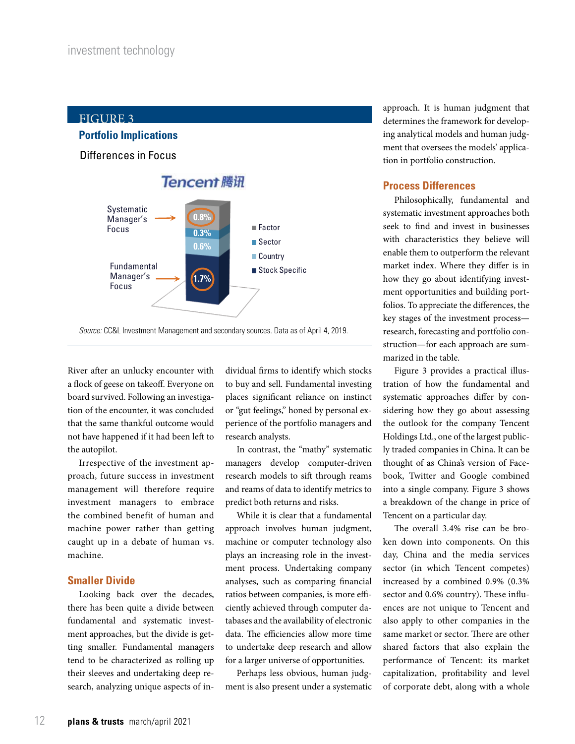FIGURE 3

**Portfolio Implications**

Differences in Focus

Tencent 腾讯

Systematic Manager's Focus → 0.8%, 0.3%, 0.6%

Fundamental Manager's Focus → 1.7%

- Factor
- Sector
- Country
- Stock Specific

*Source:* CC&L Investment Management and secondary sources. Data as of April 4, 2019.

River after an unlucky encounter with a flock of geese on takeoff. Everyone on board survived. Following an investigation of the encounter, it was concluded that the same thankful outcome would not have happened if it had been left to the autopilot.

Irrespective of the investment approach, future success in investment management will therefore require investment managers to embrace the combined benefit of human and machine power rather than getting caught up in a debate of human vs. machine.

## Smaller Divide

Looking back over the decades, there has been quite a divide between fundamental and systematic investment approaches, but the divide is getting smaller. Fundamental managers tend to be characterized as rolling up their sleeves and undertaking deep research, analyzing unique aspects of individual firms to identify which stocks to buy and sell. Fundamental investing places significant reliance on instinct or "gut feelings," honed by personal experience of the portfolio managers and research analysts.

In contrast, the "mathy" systematic managers develop computer-driven research models to sift through reams and reams of data to identify metrics to predict both returns and risks.

While it is clear that a fundamental approach involves human judgment, machine or computer technology also plays an increasing role in the investment process. Undertaking company analyses, such as comparing financial ratios between companies, is more efficiently achieved through computer databases and the availability of electronic data. The efficiencies allow more time to undertake deep research and allow for a larger universe of opportunities.

Perhaps less obvious, human judgment is also present under a systematic approach. It is human judgment that determines the framework for developing analytical models and human judgment that oversees the models' application in portfolio construction.

## Process Differences

Philosophically, fundamental and systematic investment approaches both seek to find and invest in businesses with characteristics they believe will enable them to outperform the relevant market index. Where they differ is in how they go about identifying investment opportunities and building portfolios. To appreciate the differences, the key stages of the investment process—research, forecasting and portfolio construction—for each approach are summarized in the table.

Figure 3 provides a practical illustration of how the fundamental and systematic approaches differ by considering how they go about assessing the outlook for the company Tencent Holdings Ltd., one of the largest publicly traded companies in China. It can be thought of as China's version of Facebook, Twitter and Google combined into a single company. Figure 3 shows a breakdown of the change in price of Tencent on a particular day.

The overall 3.4% rise can be broken down into components. On this day, China and the media services sector (in which Tencent competes) increased by a combined 0.9% (0.3% sector and 0.6% country). These influences are not unique to Tencent and also apply to other companies in the same market or sector. There are other shared factors that also explain the performance of Tencent: its market capitalization, profitability and level of corporate debt, along with a whole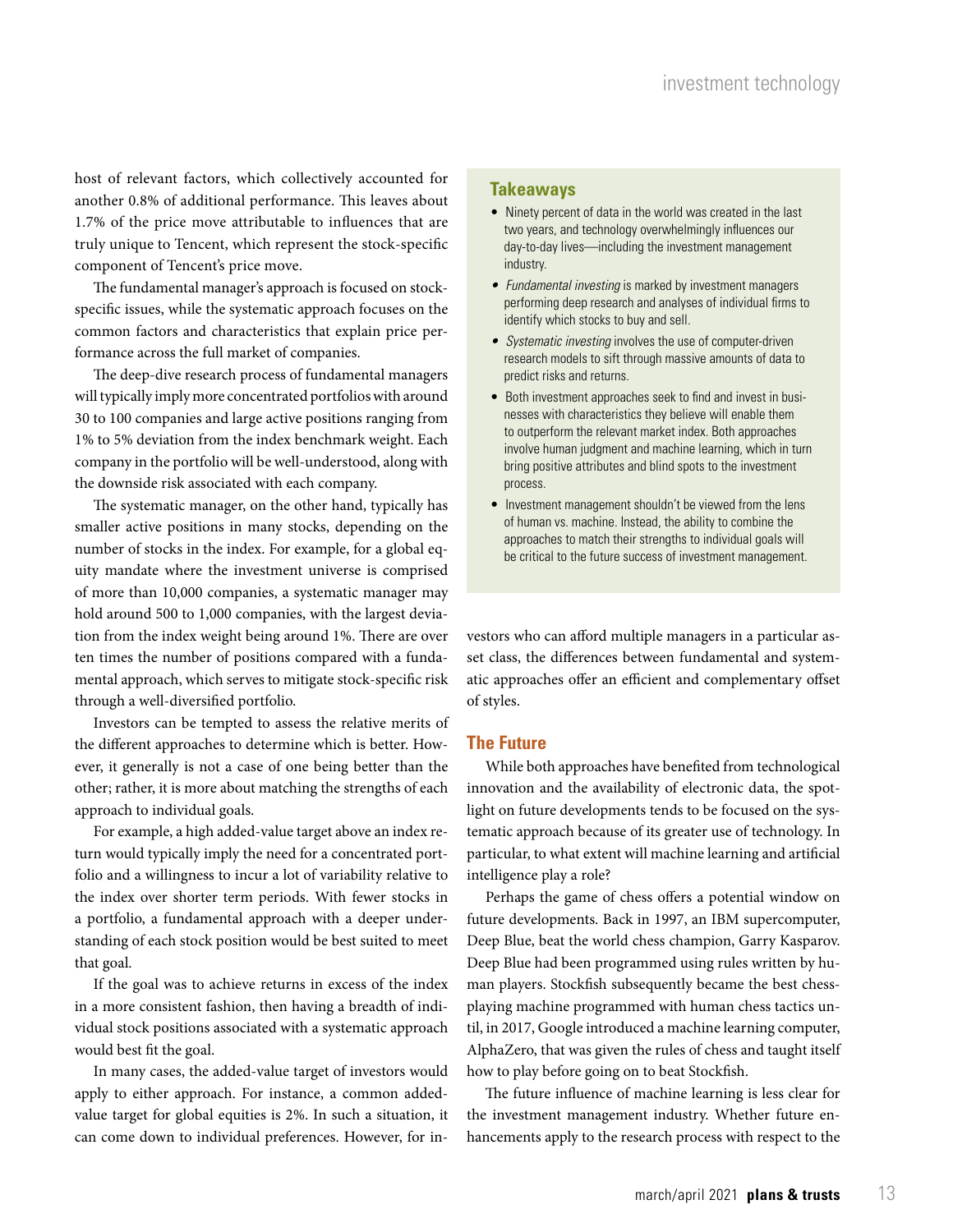host of relevant factors, which collectively accounted for another 0.8% of additional performance. This leaves about 1.7% of the price move attributable to influences that are truly unique to Tencent, which represent the stock-specific component of Tencent's price move.

The fundamental manager's approach is focused on stock-specific issues, while the systematic approach focuses on the common factors and characteristics that explain price performance across the full market of companies.

The deep-dive research process of fundamental managers will typically imply more concentrated portfolios with around 30 to 100 companies and large active positions ranging from 1% to 5% deviation from the index benchmark weight. Each company in the portfolio will be well-understood, along with the downside risk associated with each company.

The systematic manager, on the other hand, typically has smaller active positions in many stocks, depending on the number of stocks in the index. For example, for a global equity mandate where the investment universe is comprised of more than 10,000 companies, a systematic manager may hold around 500 to 1,000 companies, with the largest deviation from the index weight being around 1%. There are over ten times the number of positions compared with a fundamental approach, which serves to mitigate stock-specific risk through a well-diversified portfolio.

Investors can be tempted to assess the relative merits of the different approaches to determine which is better. However, it generally is not a case of one being better than the other; rather, it is more about matching the strengths of each approach to individual goals.

For example, a high added-value target above an index return would typically imply the need for a concentrated portfolio and a willingness to incur a lot of variability relative to the index over shorter term periods. With fewer stocks in a portfolio, a fundamental approach with a deeper understanding of each stock position would be best suited to meet that goal.

If the goal was to achieve returns in excess of the index in a more consistent fashion, then having a breadth of individual stock positions associated with a systematic approach would best fit the goal.

In many cases, the added-value target of investors would apply to either approach. For instance, a common added-value target for global equities is 2%. In such a situation, it can come down to individual preferences. However, for investors who can afford multiple managers in a particular asset class, the differences between fundamental and systematic approaches offer an efficient and complementary offset of styles.

## Takeaways

- Ninety percent of data in the world was created in the last two years, and technology overwhelmingly influences our day-to-day lives—including the investment management industry.
- *Fundamental investing* is marked by investment managers performing deep research and analyses of individual firms to identify which stocks to buy and sell.
- *Systematic investing* involves the use of computer-driven research models to sift through massive amounts of data to predict risks and returns.
- Both investment approaches seek to find and invest in businesses with characteristics they believe will enable them to outperform the relevant market index. Both approaches involve human judgment and machine learning, which in turn bring positive attributes and blind spots to the investment process.
- Investment management shouldn't be viewed from the lens of human vs. machine. Instead, the ability to combine the approaches to match their strengths to individual goals will be critical to the future success of investment management.

## The Future

While both approaches have benefited from technological innovation and the availability of electronic data, the spotlight on future developments tends to be focused on the systematic approach because of its greater use of technology. In particular, to what extent will machine learning and artificial intelligence play a role?

Perhaps the game of chess offers a potential window on future developments. Back in 1997, an IBM supercomputer, Deep Blue, beat the world chess champion, Garry Kasparov. Deep Blue had been programmed using rules written by human players. Stockfish subsequently became the best chess-playing machine programmed with human chess tactics until, in 2017, Google introduced a machine learning computer, AlphaZero, that was given the rules of chess and taught itself how to play before going on to beat Stockfish.

The future influence of machine learning is less clear for the investment management industry. Whether future enhancements apply to the research process with respect to the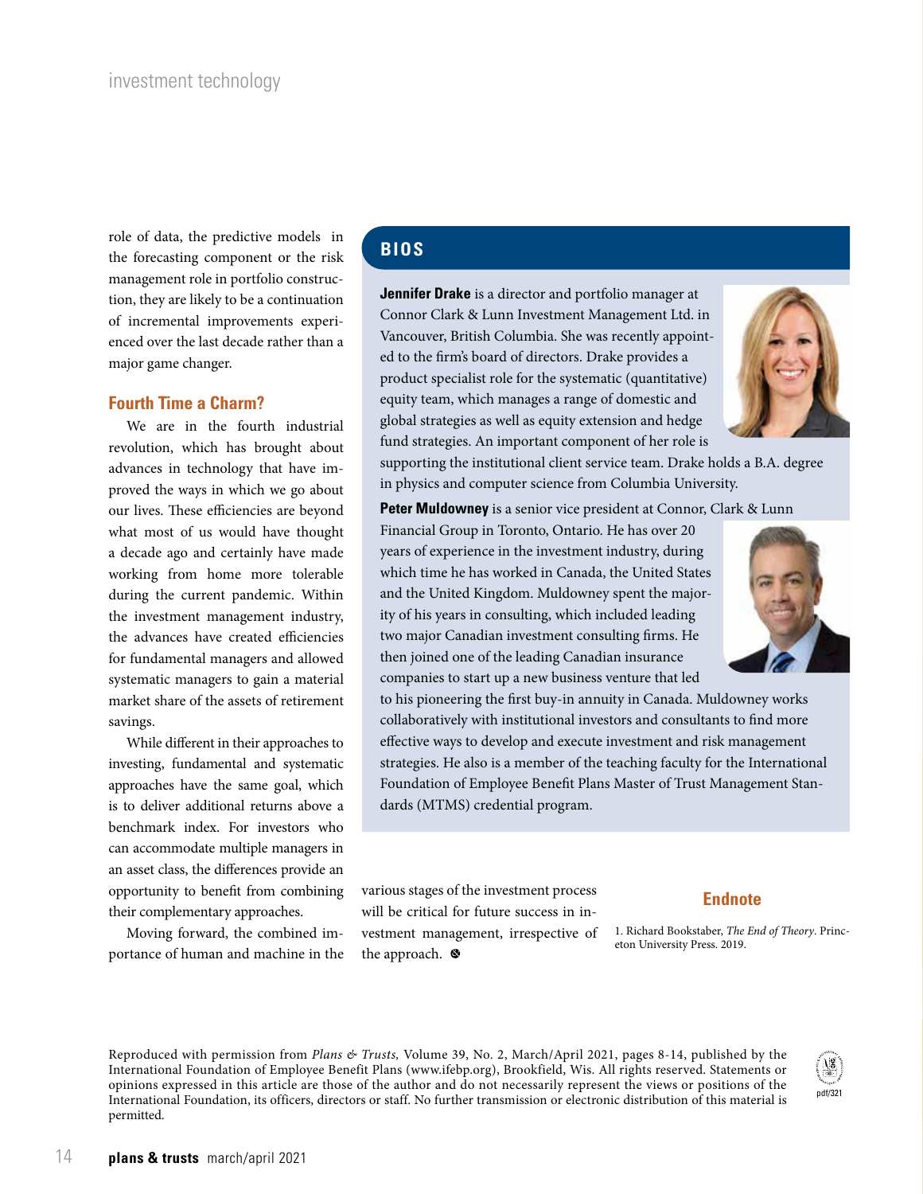role of data, the predictive models in the forecasting component or the risk management role in portfolio construction, they are likely to be a continuation of incremental improvements experienced over the last decade rather than a major game changer.

### Fourth Time a Charm?

We are in the fourth industrial revolution, which has brought about advances in technology that have improved the ways in which we go about our lives. These efficiencies are beyond what most of us would have thought a decade ago and certainly have made working from home more tolerable during the current pandemic. Within the investment management industry, the advances have created efficiencies for fundamental managers and allowed systematic managers to gain a material market share of the assets of retirement savings.

While different in their approaches to investing, fundamental and systematic approaches have the same goal, which is to deliver additional returns above a benchmark index. For investors who can accommodate multiple managers in an asset class, the differences provide an opportunity to benefit from combining their complementary approaches.

Moving forward, the combined importance of human and machine in the various stages of the investment process will be critical for future success in investment management, irrespective of the approach.

## BIOS

**Jennifer Drake** is a director and portfolio manager at Connor Clark & Lunn Investment Management Ltd. in Vancouver, British Columbia. She was recently appointed to the firm's board of directors. Drake provides a product specialist role for the systematic (quantitative) equity team, which manages a range of domestic and global strategies as well as equity extension and hedge fund strategies. An important component of her role is supporting the institutional client service team. Drake holds a B.A. degree in physics and computer science from Columbia University.

**Peter Muldowney** is a senior vice president at Connor, Clark & Lunn Financial Group in Toronto, Ontario. He has over 20 years of experience in the investment industry, during which time he has worked in Canada, the United States and the United Kingdom. Muldowney spent the majority of his years in consulting, which included leading two major Canadian investment consulting firms. He then joined one of the leading Canadian insurance companies to start up a new business venture that led to his pioneering the first buy-in annuity in Canada. Muldowney works collaboratively with institutional investors and consultants to find more effective ways to develop and execute investment and risk management strategies. He also is a member of the teaching faculty for the International Foundation of Employee Benefit Plans Master of Trust Management Standards (MTMS) credential program.

### Endnote

1. Richard Bookstaber, *The End of Theory*. Princeton University Press. 2019.

Reproduced with permission from *Plans & Trusts,* Volume 39, No. 2, March/April 2021, pages 8-14, published by the International Foundation of Employee Benefit Plans (www.ifebp.org), Brookfield, Wis. All rights reserved. Statements or opinions expressed in this article are those of the author and do not necessarily represent the views or positions of the International Foundation, its officers, directors or staff. No further transmission or electronic distribution of this material is permitted.

pdf/321